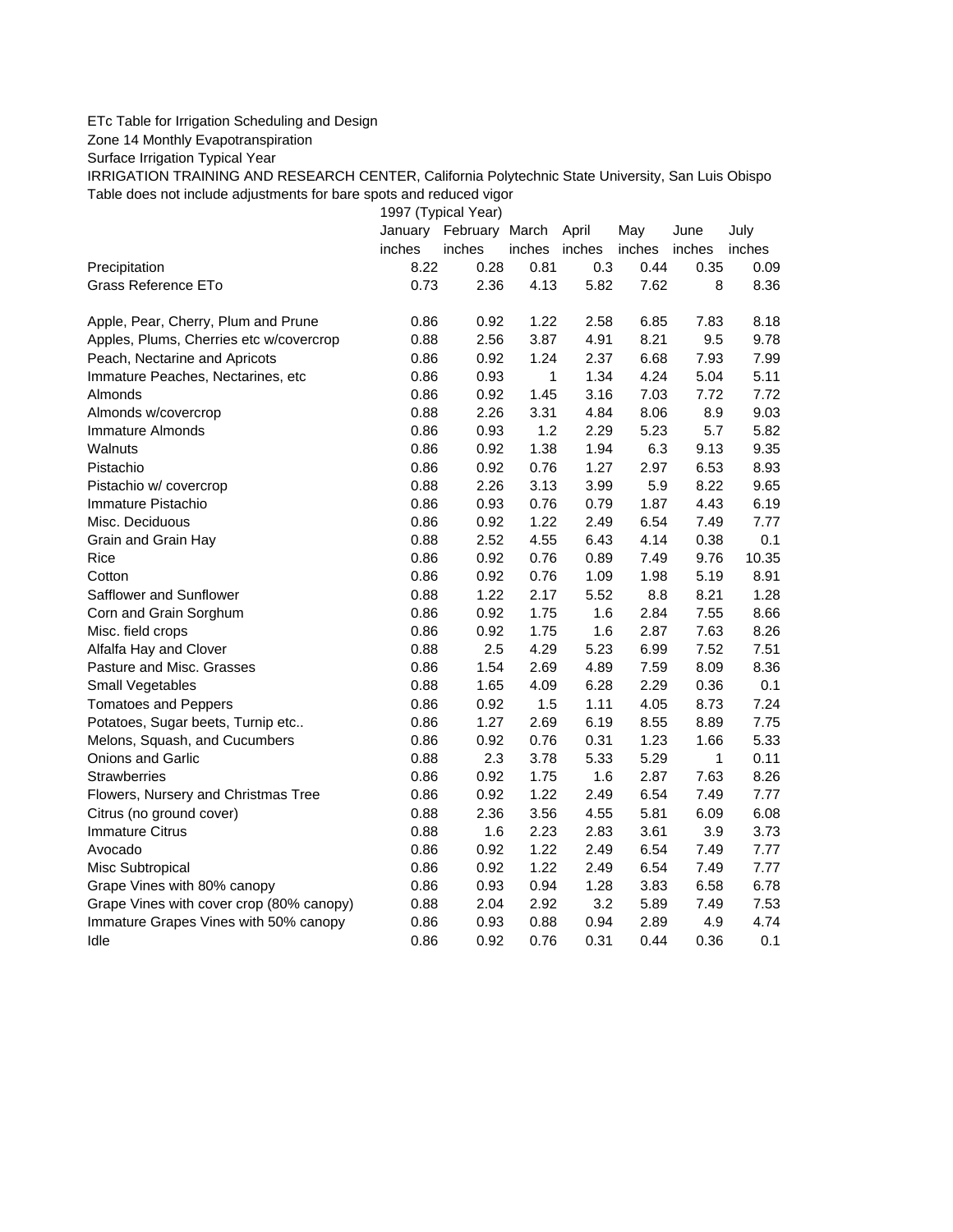ETc Table for Irrigation Scheduling and Design

Zone 14 Monthly Evapotranspiration

Surface Irrigation Typical Year

IRRIGATION TRAINING AND RESEARCH CENTER, California Polytechnic State University, San Luis Obispo

Table does not include adjustments for bare spots and reduced vigor

| | 1997 (Typical Year) | | | | | | |
|---|---|---|---|---|---|---|---|
| | January | February | March | April | May | June | July |
| | inches | inches | inches | inches | inches | inches | inches |
| Precipitation | 8.22 | 0.28 | 0.81 | 0.3 | 0.44 | 0.35 | 0.09 |
| Grass Reference ETo | 0.73 | 2.36 | 4.13 | 5.82 | 7.62 | 8 | 8.36 |
| | | | | | | | |
| Apple, Pear, Cherry, Plum and Prune | 0.86 | 0.92 | 1.22 | 2.58 | 6.85 | 7.83 | 8.18 |
| Apples, Plums, Cherries etc w/covercrop | 0.88 | 2.56 | 3.87 | 4.91 | 8.21 | 9.5 | 9.78 |
| Peach, Nectarine and Apricots | 0.86 | 0.92 | 1.24 | 2.37 | 6.68 | 7.93 | 7.99 |
| Immature Peaches, Nectarines, etc | 0.86 | 0.93 | 1 | 1.34 | 4.24 | 5.04 | 5.11 |
| Almonds | 0.86 | 0.92 | 1.45 | 3.16 | 7.03 | 7.72 | 7.72 |
| Almonds w/covercrop | 0.88 | 2.26 | 3.31 | 4.84 | 8.06 | 8.9 | 9.03 |
| Immature Almonds | 0.86 | 0.93 | 1.2 | 2.29 | 5.23 | 5.7 | 5.82 |
| Walnuts | 0.86 | 0.92 | 1.38 | 1.94 | 6.3 | 9.13 | 9.35 |
| Pistachio | 0.86 | 0.92 | 0.76 | 1.27 | 2.97 | 6.53 | 8.93 |
| Pistachio w/ covercrop | 0.88 | 2.26 | 3.13 | 3.99 | 5.9 | 8.22 | 9.65 |
| Immature Pistachio | 0.86 | 0.93 | 0.76 | 0.79 | 1.87 | 4.43 | 6.19 |
| Misc. Deciduous | 0.86 | 0.92 | 1.22 | 2.49 | 6.54 | 7.49 | 7.77 |
| Grain and Grain Hay | 0.88 | 2.52 | 4.55 | 6.43 | 4.14 | 0.38 | 0.1 |
| Rice | 0.86 | 0.92 | 0.76 | 0.89 | 7.49 | 9.76 | 10.35 |
| Cotton | 0.86 | 0.92 | 0.76 | 1.09 | 1.98 | 5.19 | 8.91 |
| Safflower and Sunflower | 0.88 | 1.22 | 2.17 | 5.52 | 8.8 | 8.21 | 1.28 |
| Corn and Grain Sorghum | 0.86 | 0.92 | 1.75 | 1.6 | 2.84 | 7.55 | 8.66 |
| Misc. field crops | 0.86 | 0.92 | 1.75 | 1.6 | 2.87 | 7.63 | 8.26 |
| Alfalfa Hay and Clover | 0.88 | 2.5 | 4.29 | 5.23 | 6.99 | 7.52 | 7.51 |
| Pasture and Misc. Grasses | 0.86 | 1.54 | 2.69 | 4.89 | 7.59 | 8.09 | 8.36 |
| Small Vegetables | 0.88 | 1.65 | 4.09 | 6.28 | 2.29 | 0.36 | 0.1 |
| Tomatoes and Peppers | 0.86 | 0.92 | 1.5 | 1.11 | 4.05 | 8.73 | 7.24 |
| Potatoes, Sugar beets, Turnip etc.. | 0.86 | 1.27 | 2.69 | 6.19 | 8.55 | 8.89 | 7.75 |
| Melons, Squash, and Cucumbers | 0.86 | 0.92 | 0.76 | 0.31 | 1.23 | 1.66 | 5.33 |
| Onions and Garlic | 0.88 | 2.3 | 3.78 | 5.33 | 5.29 | 1 | 0.11 |
| Strawberries | 0.86 | 0.92 | 1.75 | 1.6 | 2.87 | 7.63 | 8.26 |
| Flowers, Nursery and Christmas Tree | 0.86 | 0.92 | 1.22 | 2.49 | 6.54 | 7.49 | 7.77 |
| Citrus (no ground cover) | 0.88 | 2.36 | 3.56 | 4.55 | 5.81 | 6.09 | 6.08 |
| Immature Citrus | 0.88 | 1.6 | 2.23 | 2.83 | 3.61 | 3.9 | 3.73 |
| Avocado | 0.86 | 0.92 | 1.22 | 2.49 | 6.54 | 7.49 | 7.77 |
| Misc Subtropical | 0.86 | 0.92 | 1.22 | 2.49 | 6.54 | 7.49 | 7.77 |
| Grape Vines with 80% canopy | 0.86 | 0.93 | 0.94 | 1.28 | 3.83 | 6.58 | 6.78 |
| Grape Vines with cover crop (80% canopy) | 0.88 | 2.04 | 2.92 | 3.2 | 5.89 | 7.49 | 7.53 |
| Immature Grapes Vines with 50% canopy | 0.86 | 0.93 | 0.88 | 0.94 | 2.89 | 4.9 | 4.74 |
| Idle | 0.86 | 0.92 | 0.76 | 0.31 | 0.44 | 0.36 | 0.1 |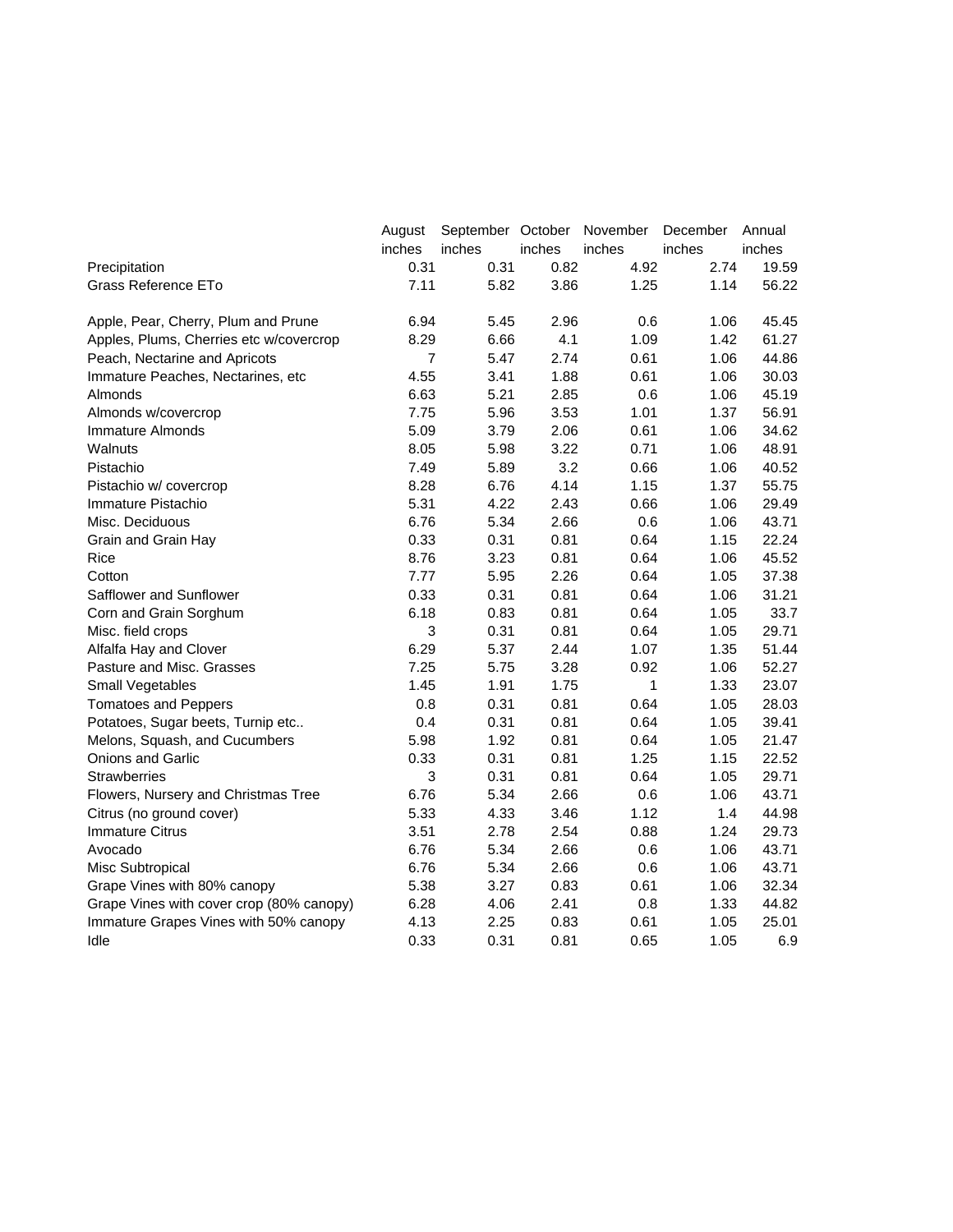| | August inches | September inches | October inches | November inches | December inches | Annual inches |
|---|---|---|---|---|---|---|
| Precipitation | 0.31 | 0.31 | 0.82 | 4.92 | 2.74 | 19.59 |
| Grass Reference ETo | 7.11 | 5.82 | 3.86 | 1.25 | 1.14 | 56.22 |
| | | | | | | |
| Apple, Pear, Cherry, Plum and Prune | 6.94 | 5.45 | 2.96 | 0.6 | 1.06 | 45.45 |
| Apples, Plums, Cherries etc w/covercrop | 8.29 | 6.66 | 4.1 | 1.09 | 1.42 | 61.27 |
| Peach, Nectarine and Apricots | 7 | 5.47 | 2.74 | 0.61 | 1.06 | 44.86 |
| Immature Peaches, Nectarines, etc | 4.55 | 3.41 | 1.88 | 0.61 | 1.06 | 30.03 |
| Almonds | 6.63 | 5.21 | 2.85 | 0.6 | 1.06 | 45.19 |
| Almonds w/covercrop | 7.75 | 5.96 | 3.53 | 1.01 | 1.37 | 56.91 |
| Immature Almonds | 5.09 | 3.79 | 2.06 | 0.61 | 1.06 | 34.62 |
| Walnuts | 8.05 | 5.98 | 3.22 | 0.71 | 1.06 | 48.91 |
| Pistachio | 7.49 | 5.89 | 3.2 | 0.66 | 1.06 | 40.52 |
| Pistachio w/ covercrop | 8.28 | 6.76 | 4.14 | 1.15 | 1.37 | 55.75 |
| Immature Pistachio | 5.31 | 4.22 | 2.43 | 0.66 | 1.06 | 29.49 |
| Misc. Deciduous | 6.76 | 5.34 | 2.66 | 0.6 | 1.06 | 43.71 |
| Grain and Grain Hay | 0.33 | 0.31 | 0.81 | 0.64 | 1.15 | 22.24 |
| Rice | 8.76 | 3.23 | 0.81 | 0.64 | 1.06 | 45.52 |
| Cotton | 7.77 | 5.95 | 2.26 | 0.64 | 1.05 | 37.38 |
| Safflower and Sunflower | 0.33 | 0.31 | 0.81 | 0.64 | 1.06 | 31.21 |
| Corn and Grain Sorghum | 6.18 | 0.83 | 0.81 | 0.64 | 1.05 | 33.7 |
| Misc. field crops | 3 | 0.31 | 0.81 | 0.64 | 1.05 | 29.71 |
| Alfalfa Hay and Clover | 6.29 | 5.37 | 2.44 | 1.07 | 1.35 | 51.44 |
| Pasture and Misc. Grasses | 7.25 | 5.75 | 3.28 | 0.92 | 1.06 | 52.27 |
| Small Vegetables | 1.45 | 1.91 | 1.75 | 1 | 1.33 | 23.07 |
| Tomatoes and Peppers | 0.8 | 0.31 | 0.81 | 0.64 | 1.05 | 28.03 |
| Potatoes, Sugar beets, Turnip etc.. | 0.4 | 0.31 | 0.81 | 0.64 | 1.05 | 39.41 |
| Melons, Squash, and Cucumbers | 5.98 | 1.92 | 0.81 | 0.64 | 1.05 | 21.47 |
| Onions and Garlic | 0.33 | 0.31 | 0.81 | 1.25 | 1.15 | 22.52 |
| Strawberries | 3 | 0.31 | 0.81 | 0.64 | 1.05 | 29.71 |
| Flowers, Nursery and Christmas Tree | 6.76 | 5.34 | 2.66 | 0.6 | 1.06 | 43.71 |
| Citrus (no ground cover) | 5.33 | 4.33 | 3.46 | 1.12 | 1.4 | 44.98 |
| Immature Citrus | 3.51 | 2.78 | 2.54 | 0.88 | 1.24 | 29.73 |
| Avocado | 6.76 | 5.34 | 2.66 | 0.6 | 1.06 | 43.71 |
| Misc Subtropical | 6.76 | 5.34 | 2.66 | 0.6 | 1.06 | 43.71 |
| Grape Vines with 80% canopy | 5.38 | 3.27 | 0.83 | 0.61 | 1.06 | 32.34 |
| Grape Vines with cover crop (80% canopy) | 6.28 | 4.06 | 2.41 | 0.8 | 1.33 | 44.82 |
| Immature Grapes Vines with 50% canopy | 4.13 | 2.25 | 0.83 | 0.61 | 1.05 | 25.01 |
| Idle | 0.33 | 0.31 | 0.81 | 0.65 | 1.05 | 6.9 |